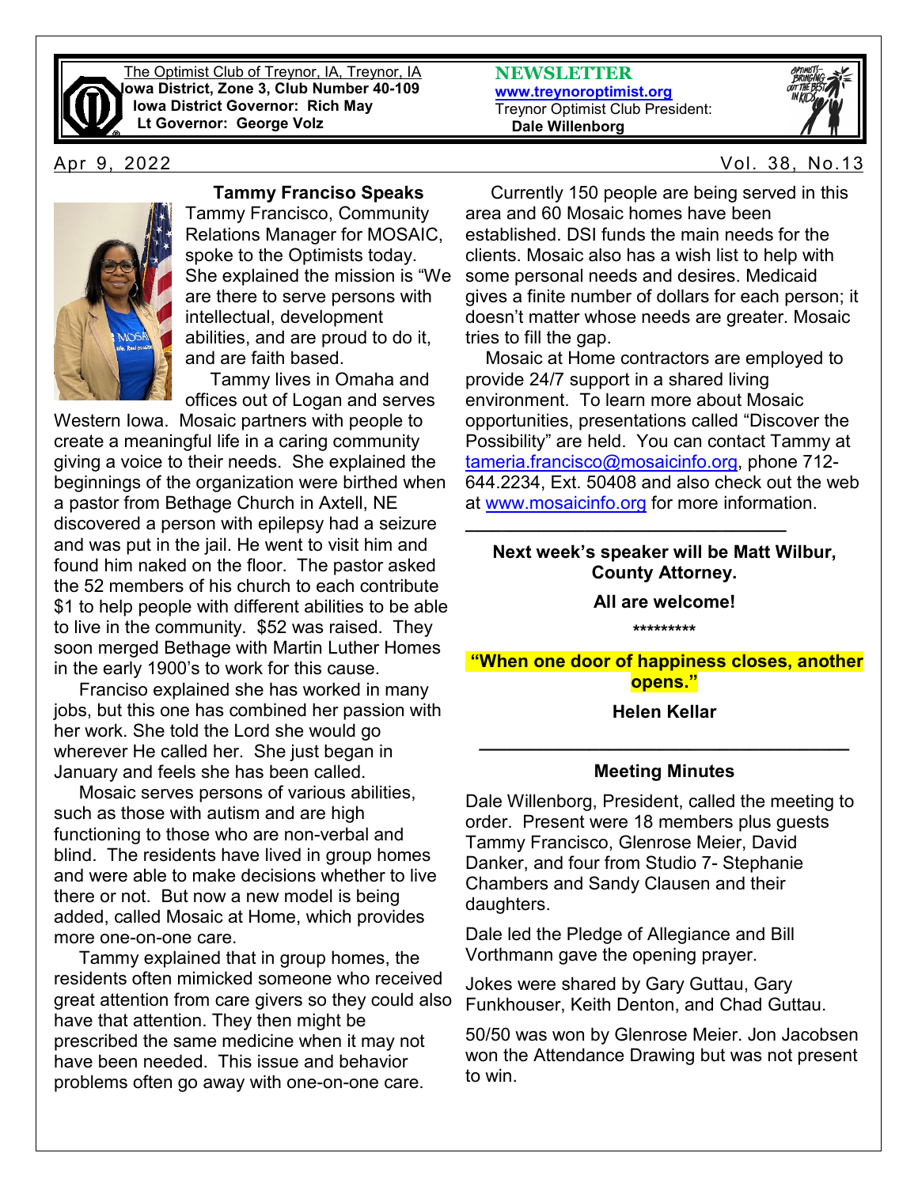The Optimist Club of Treynor, IA, Treynor, IA
**Iowa District, Zone 3, Club Number 40-109**
**Iowa District Governor: Rich May**
**Lt Governor: George Volz**

**NEWSLETTER**
**www.treynoroptimist.org**
Treynor Optimist Club President:
**Dale Willenborg**

Apr 9, 2022 Vol. 38, No.13

### Tammy Franciso Speaks

Tammy Francisco, Community Relations Manager for MOSAIC, spoke to the Optimists today. She explained the mission is "We are there to serve persons with intellectual, development abilities, and are proud to do it, and are faith based.

Tammy lives in Omaha and offices out of Logan and serves Western Iowa. Mosaic partners with people to create a meaningful life in a caring community giving a voice to their needs. She explained the beginnings of the organization were birthed when a pastor from Bethage Church in Axtell, NE discovered a person with epilepsy had a seizure and was put in the jail. He went to visit him and found him naked on the floor. The pastor asked the 52 members of his church to each contribute $1 to help people with different abilities to be able to live in the community. $52 was raised. They soon merged Bethage with Martin Luther Homes in the early 1900's to work for this cause.

Franciso explained she has worked in many jobs, but this one has combined her passion with her work. She told the Lord she would go wherever He called her. She just began in January and feels she has been called.

Mosaic serves persons of various abilities, such as those with autism and are high functioning to those who are non-verbal and blind. The residents have lived in group homes and were able to make decisions whether to live there or not. But now a new model is being added, called Mosaic at Home, which provides more one-on-one care.

Tammy explained that in group homes, the residents often mimicked someone who received great attention from care givers so they could also have that attention. They then might be prescribed the same medicine when it may not have been needed. This issue and behavior problems often go away with one-on-one care.

Currently 150 people are being served in this area and 60 Mosaic homes have been established. DSI funds the main needs for the clients. Mosaic also has a wish list to help with some personal needs and desires. Medicaid gives a finite number of dollars for each person; it doesn't matter whose needs are greater. Mosaic tries to fill the gap.

Mosaic at Home contractors are employed to provide 24/7 support in a shared living environment. To learn more about Mosaic opportunities, presentations called "Discover the Possibility" are held. You can contact Tammy at tameria.francisco@mosaicinfo.org, phone 712-644.2234, Ext. 50408 and also check out the web at www.mosaicinfo.org for more information.

---

**Next week's speaker will be Matt Wilbur, County Attorney.**

**All are welcome!**

*********

**"When one door of happiness closes, another opens."**

**Helen Kellar**

---

### Meeting Minutes

Dale Willenborg, President, called the meeting to order. Present were 18 members plus guests Tammy Francisco, Glenrose Meier, David Danker, and four from Studio 7- Stephanie Chambers and Sandy Clausen and their daughters.

Dale led the Pledge of Allegiance and Bill Vorthmann gave the opening prayer.

Jokes were shared by Gary Guttau, Gary Funkhouser, Keith Denton, and Chad Guttau.

50/50 was won by Glenrose Meier. Jon Jacobsen won the Attendance Drawing but was not present to win.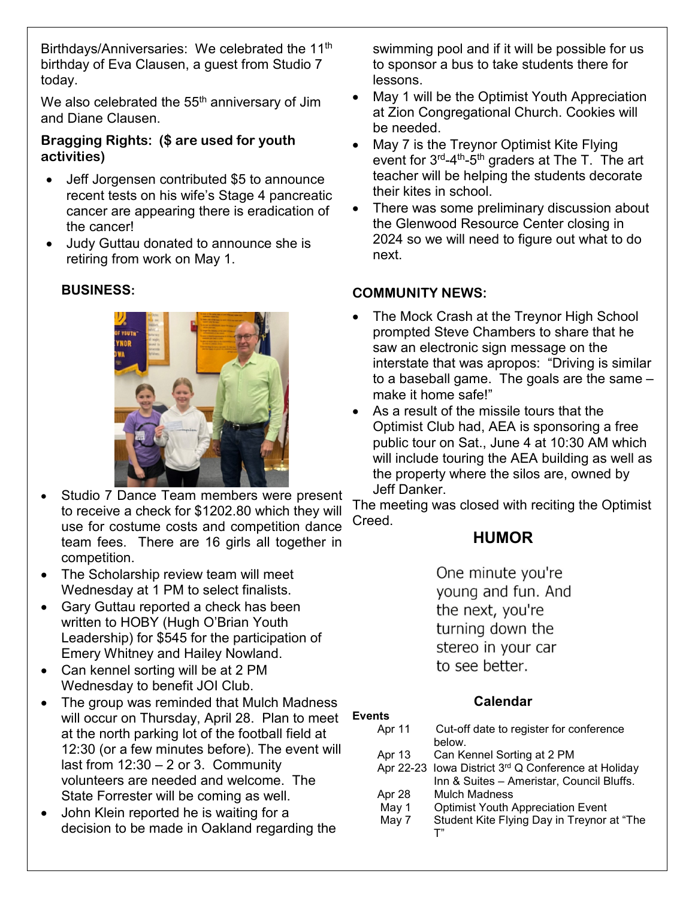Birthdays/Anniversaries: We celebrated the 11th birthday of Eva Clausen, a guest from Studio 7 today.

We also celebrated the 55th anniversary of Jim and Diane Clausen.

**Bragging Rights: ($ are used for youth activities)**

- Jeff Jorgensen contributed $5 to announce recent tests on his wife's Stage 4 pancreatic cancer are appearing there is eradication of the cancer!
- Judy Guttau donated to announce she is retiring from work on May 1.

**BUSINESS:**

- Studio 7 Dance Team members were present to receive a check for $1202.80 which they will use for costume costs and competition dance team fees. There are 16 girls all together in competition.
- The Scholarship review team will meet Wednesday at 1 PM to select finalists.
- Gary Guttau reported a check has been written to HOBY (Hugh O'Brian Youth Leadership) for $545 for the participation of Emery Whitney and Hailey Nowland.
- Can kennel sorting will be at 2 PM Wednesday to benefit JOI Club.
- The group was reminded that Mulch Madness will occur on Thursday, April 28. Plan to meet at the north parking lot of the football field at 12:30 (or a few minutes before). The event will last from 12:30 – 2 or 3. Community volunteers are needed and welcome. The State Forrester will be coming as well.
- John Klein reported he is waiting for a decision to be made in Oakland regarding the swimming pool and if it will be possible for us to sponsor a bus to take students there for lessons.
- May 1 will be the Optimist Youth Appreciation at Zion Congregational Church. Cookies will be needed.
- May 7 is the Treynor Optimist Kite Flying event for 3rd-4th-5th graders at The T. The art teacher will be helping the students decorate their kites in school.
- There was some preliminary discussion about the Glenwood Resource Center closing in 2024 so we will need to figure out what to do next.

**COMMUNITY NEWS:**

- The Mock Crash at the Treynor High School prompted Steve Chambers to share that he saw an electronic sign message on the interstate that was apropos: "Driving is similar to a baseball game. The goals are the same – make it home safe!"
- As a result of the missile tours that the Optimist Club had, AEA is sponsoring a free public tour on Sat., June 4 at 10:30 AM which will include touring the AEA building as well as the property where the silos are, owned by Jeff Danker.

The meeting was closed with reciting the Optimist Creed.

## HUMOR

One minute you're young and fun. And the next, you're turning down the stereo in your car to see better.

### Calendar

**Events**

| | |
|---|---|
| Apr 11 | Cut-off date to register for conference below. |
| Apr 13 | Can Kennel Sorting at 2 PM |
| Apr 22-23 | Iowa District 3rd Q Conference at Holiday Inn & Suites – Ameristar, Council Bluffs. |
| Apr 28 | Mulch Madness |
| May 1 | Optimist Youth Appreciation Event |
| May 7 | Student Kite Flying Day in Treynor at "The T" |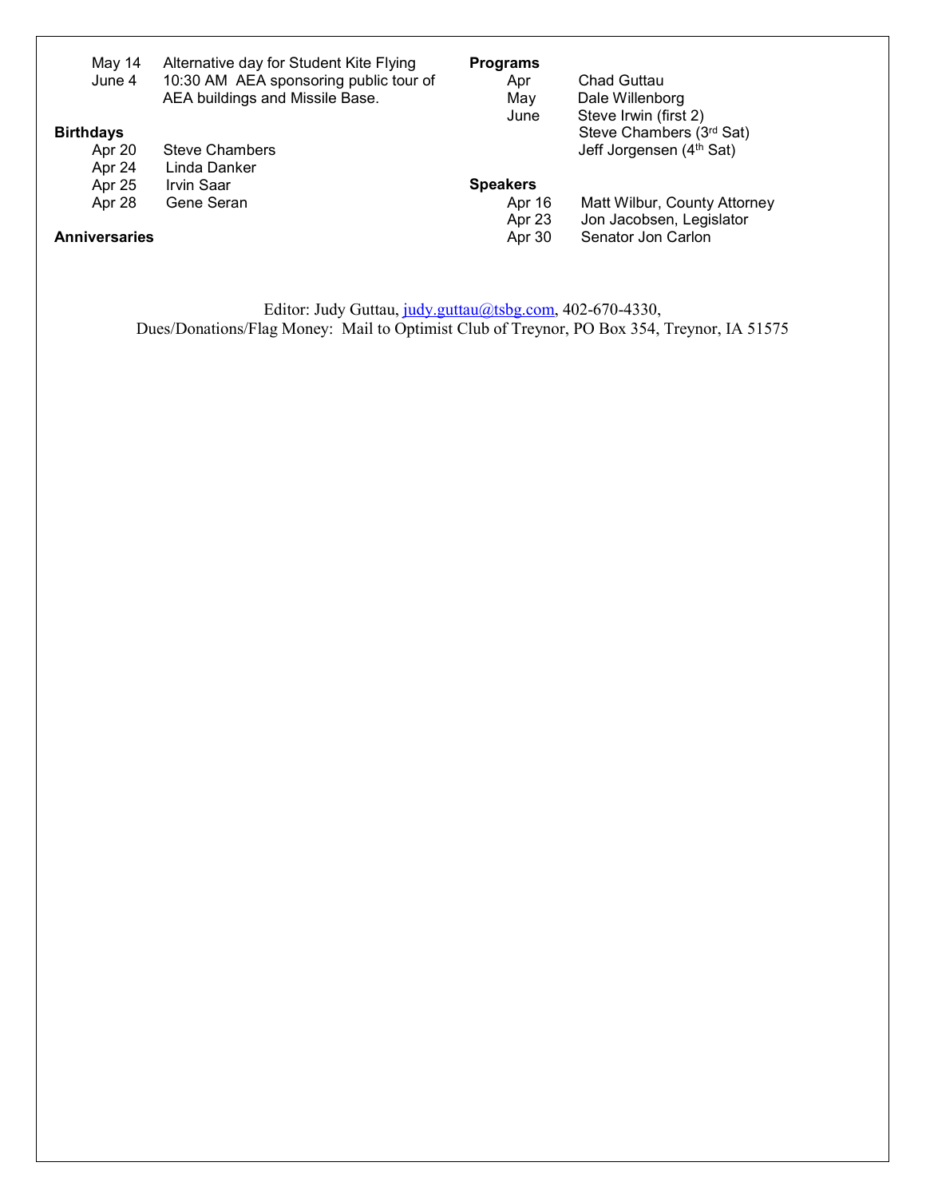May 14 Alternative day for Student Kite Flying

June 4 10:30 AM AEA sponsoring public tour of AEA buildings and Missile Base.

**Birthdays**

Apr 20 Steve Chambers

Apr 24 Linda Danker

Apr 25 Irvin Saar

Apr 28 Gene Seran

**Anniversaries**

**Programs**

Apr Chad Guttau

May Dale Willenborg

June Steve Irwin (first 2)
Steve Chambers (3rd Sat)
Jeff Jorgensen (4th Sat)

**Speakers**

Apr 16 Matt Wilbur, County Attorney

Apr 23 Jon Jacobsen, Legislator

Apr 30 Senator Jon Carlon

Editor: Judy Guttau, judy.guttau@tsbg.com, 402-670-4330,
Dues/Donations/Flag Money: Mail to Optimist Club of Treynor, PO Box 354, Treynor, IA 51575